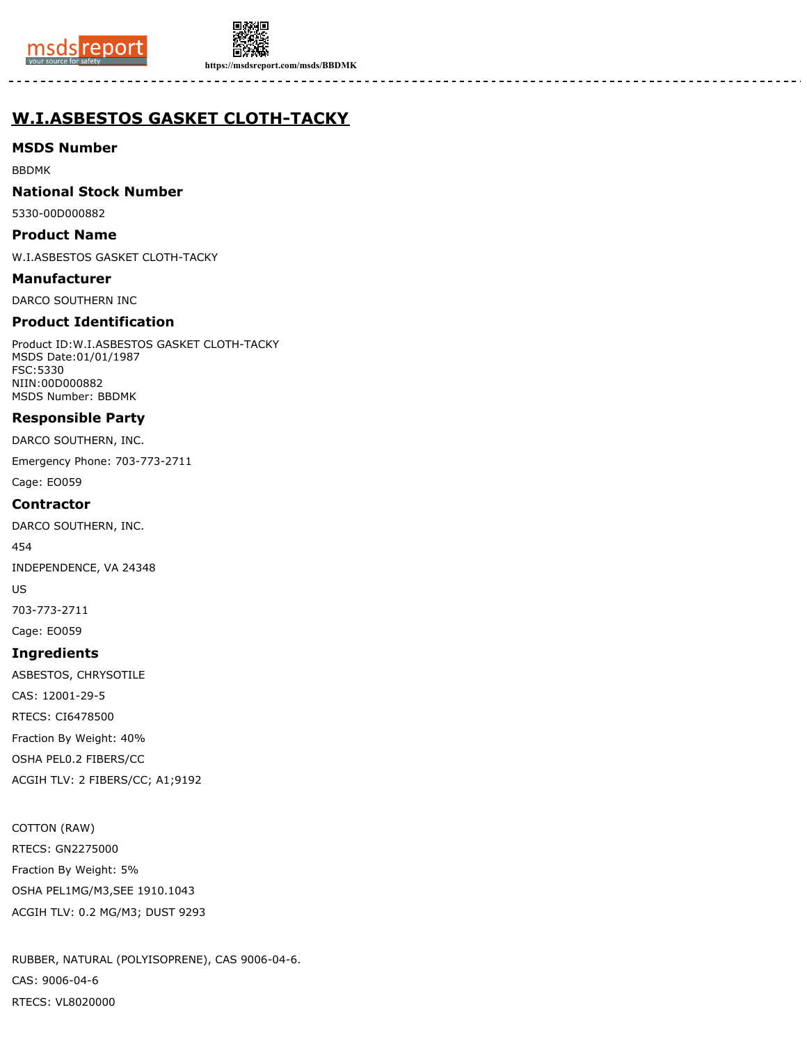# W.I.ASBESTOS GASKET CLOTH-TACKY

## MSDS Number

BBDMK

## National Stock Number

5330-00D000882

## Product Name

W.I.ASBESTOS GASKET CLOTH-TACKY

## Manufacturer

DARCO SOUTHERN INC

## Product Identification

Product ID:W.I.ASBESTOS GASKET CLOTH-TACKY
MSDS Date:01/01/1987
FSC:5330
NIIN:00D000882
MSDS Number: BBDMK

## Responsible Party

DARCO SOUTHERN, INC.

Emergency Phone: 703-773-2711

Cage: EO059

## Contractor

DARCO SOUTHERN, INC.

454

INDEPENDENCE, VA 24348

US

703-773-2711

Cage: EO059

## Ingredients

ASBESTOS, CHRYSOTILE

CAS: 12001-29-5

RTECS: CI6478500

Fraction By Weight: 40%

OSHA PEL0.2 FIBERS/CC

ACGIH TLV: 2 FIBERS/CC; A1;9192

COTTON (RAW)

RTECS: GN2275000

Fraction By Weight: 5%

OSHA PEL1MG/M3,SEE 1910.1043

ACGIH TLV: 0.2 MG/M3; DUST 9293

RUBBER, NATURAL (POLYISOPRENE), CAS 9006-04-6.

CAS: 9006-04-6

RTECS: VL8020000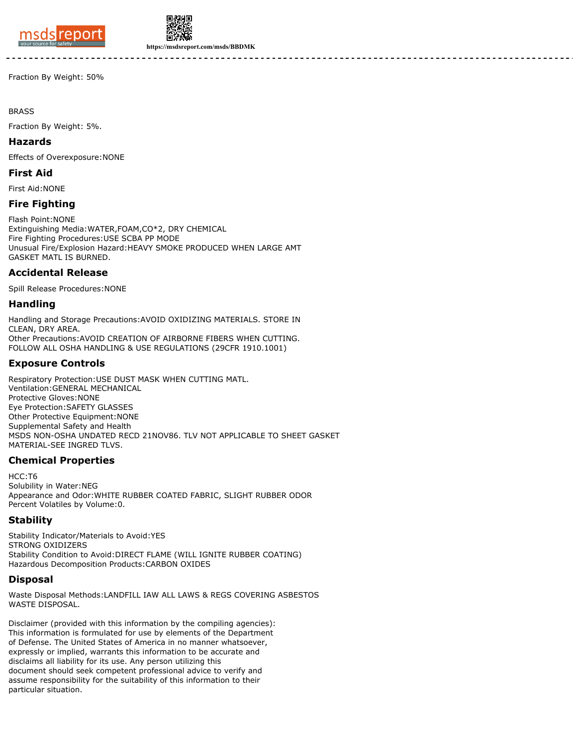Fraction By Weight: 50%

BRASS

Fraction By Weight: 5%.

## Hazards

Effects of Overexposure:NONE

## First Aid

First Aid:NONE

## Fire Fighting

Flash Point:NONE
Extinguishing Media:WATER,FOAM,CO*2, DRY CHEMICAL
Fire Fighting Procedures:USE SCBA PP MODE
Unusual Fire/Explosion Hazard:HEAVY SMOKE PRODUCED WHEN LARGE AMT GASKET MATL IS BURNED.

## Accidental Release

Spill Release Procedures:NONE

## Handling

Handling and Storage Precautions:AVOID OXIDIZING MATERIALS. STORE IN CLEAN, DRY AREA.
Other Precautions:AVOID CREATION OF AIRBORNE FIBERS WHEN CUTTING. FOLLOW ALL OSHA HANDLING & USE REGULATIONS (29CFR 1910.1001)

## Exposure Controls

Respiratory Protection:USE DUST MASK WHEN CUTTING MATL.
Ventilation:GENERAL MECHANICAL
Protective Gloves:NONE
Eye Protection:SAFETY GLASSES
Other Protective Equipment:NONE
Supplemental Safety and Health
MSDS NON-OSHA UNDATED RECD 21NOV86. TLV NOT APPLICABLE TO SHEET GASKET MATERIAL-SEE INGRED TLVS.

## Chemical Properties

HCC:T6
Solubility in Water:NEG
Appearance and Odor:WHITE RUBBER COATED FABRIC, SLIGHT RUBBER ODOR
Percent Volatiles by Volume:0.

## Stability

Stability Indicator/Materials to Avoid:YES
STRONG OXIDIZERS
Stability Condition to Avoid:DIRECT FLAME (WILL IGNITE RUBBER COATING)
Hazardous Decomposition Products:CARBON OXIDES

## Disposal

Waste Disposal Methods:LANDFILL IAW ALL LAWS & REGS COVERING ASBESTOS WASTE DISPOSAL.

Disclaimer (provided with this information by the compiling agencies): This information is formulated for use by elements of the Department of Defense. The United States of America in no manner whatsoever, expressly or implied, warrants this information to be accurate and disclaims all liability for its use. Any person utilizing this document should seek competent professional advice to verify and assume responsibility for the suitability of this information to their particular situation.